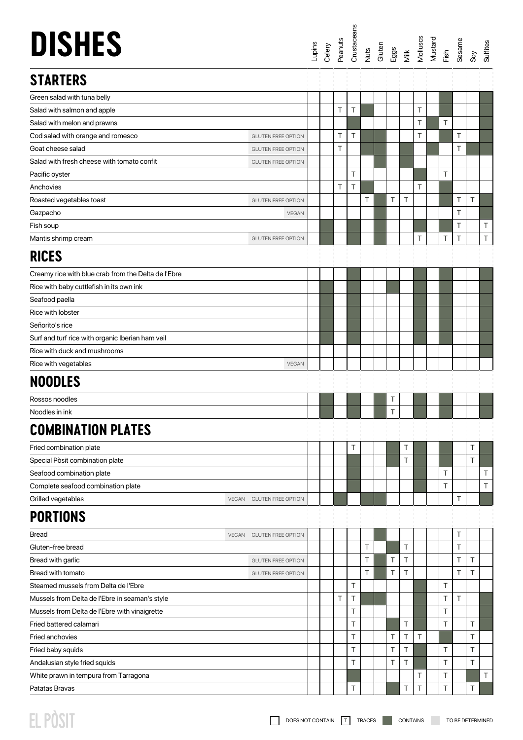# DISHES

Legend: (blank) = DOES NOT CONTAIN · T = TRACES · ■ = CONTAINS · TO BE DETERMINED

## STARTERS

| Dish | | Lupins | Celery | Peanuts | Crustaceans | Nuts | Gluten | Eggs | Milk | Molluscs | Mustard | Fish | Sesame | Soy | Sulfites |
|---|---|---|---|---|---|---|---|---|---|---|---|---|---|---|---|
| Green salad with tuna belly | | | | | | | | | | | | ■ | | | ■ |
| Salad with salmon and apple | | | | T | T | ■ | | | | T | | ■ | | | ■ |
| Salad with melon and prawns | | | | | ■ | | | | | T | ■ | T | | | ■ |
| Cod salad with orange and romesco | GLUTEN FREE OPTION | | | T | T | ■ | ■ | | | T | | ■ | T | | ■ |
| Goat cheese salad | GLUTEN FREE OPTION | | | T | | ■ | ■ | | ■ | | ■ | | T | ■ | ■ |
| Salad with fresh cheese with tomato confit | GLUTEN FREE OPTION | | | | | | ■ | | ■ | | | | | | |
| Pacific oyster | | | | | T | | | | | ■ | | T | | | |
| Anchovies | | | | T | T | ■ | | | | T | | ■ | | | |
| Roasted vegetables toast | GLUTEN FREE OPTION | | | | | T | ■ | T | T | | | ■ | T | T | ■ |
| Gazpacho | VEGAN | | | | | | ■ | | | | | | T | | ■ |
| Fish soup | | | ■ | | ■ | | ■ | | | ■ | | ■ | T | | T |
| Mantis shrimp cream | GLUTEN FREE OPTION | | ■ | | ■ | | ■ | | | T | | T | T | | T |

## RICES

| Dish | | Lupins | Celery | Peanuts | Crustaceans | Nuts | Gluten | Eggs | Milk | Molluscs | Mustard | Fish | Sesame | Soy | Sulfites |
|---|---|---|---|---|---|---|---|---|---|---|---|---|---|---|---|
| Creamy rice with blue crab from the Delta de l'Ebre | | | | | ■ | | | | | ■ | | ■ | | | ■ |
| Rice with baby cuttlefish in its own ink | | | ■ | | ■ | | | ■ | | ■ | | ■ | | | ■ |
| Seafood paella | | | ■ | | ■ | | | | | ■ | | ■ | | | ■ |
| Rice with lobster | | | ■ | | ■ | | | | | ■ | | ■ | | | ■ |
| Señorito's rice | | | ■ | | ■ | | | | | ■ | | ■ | | | ■ |
| Surf and turf rice with organic Iberian ham veil | | | ■ | | ■ | | | | | ■ | | ■ | | | ■ |
| Rice with duck and mushrooms | | | | | | | | | | | | | | | ■ |
| Rice with vegetables | VEGAN | | | | | | | | | | | | | | |

## NOODLES

| Dish | | Lupins | Celery | Peanuts | Crustaceans | Nuts | Gluten | Eggs | Milk | Molluscs | Mustard | Fish | Sesame | Soy | Sulfites |
|---|---|---|---|---|---|---|---|---|---|---|---|---|---|---|---|
| Rossos noodles | | | ■ | | ■ | | ■ | T | | ■ | | ■ | | | ■ |
| Noodles in ink | | | ■ | | ■ | | ■ | T | | ■ | | ■ | | | ■ |

## COMBINATION PLATES

| Dish | | Lupins | Celery | Peanuts | Crustaceans | Nuts | Gluten | Eggs | Milk | Molluscs | Mustard | Fish | Sesame | Soy | Sulfites |
|---|---|---|---|---|---|---|---|---|---|---|---|---|---|---|---|
| Fried combination plate | | | | | T | | | ■ | T | ■ | | ■ | | T | ■ |
| Special Pòsit combination plate | | | | | ■ | | | ■ | T | ■ | | ■ | | T | ■ |
| Seafood combination plate | | | | | ■ | | | | | ■ | | T | | | T |
| Complete seafood combination plate | | | | | ■ | | | | | ■ | | T | | | T |
| Grilled vegetables | VEGAN GLUTEN FREE OPTION | | | ■ | | ■ | ■ | | | | | | T | | ■ |

## PORTIONS

| Dish | | Lupins | Celery | Peanuts | Crustaceans | Nuts | Gluten | Eggs | Milk | Molluscs | Mustard | Fish | Sesame | Soy | Sulfites |
|---|---|---|---|---|---|---|---|---|---|---|---|---|---|---|---|
| Bread | VEGAN GLUTEN FREE OPTION | | | | | | ■ | | | | | | T | | |
| Gluten-free bread | | | | | | T | | ■ | T | | | | T | | |
| Bread with garlic | GLUTEN FREE OPTION | | | | | T | ■ | T | T | | | | T | T | |
| Bread with tomato | GLUTEN FREE OPTION | | | | | T | ■ | T | T | | | | T | T | |
| Steamed mussels from Delta de l'Ebre | | | | | T | | | | | ■ | | T | | | |
| Mussels from Delta de l'Ebre in seaman's style | | | | T | T | ■ | ■ | | | ■ | | T | T | | ■ |
| Mussels from Delta de l'Ebre with vinaigrette | | | | | T | | | | | ■ | | T | | | ■ |
| Fried battered calamari | | | | | T | | | ■ | T | ■ | | T | | T | ■ |
| Fried anchovies | | | | | T | | | T | T | T | | ■ | | T | |
| Fried baby squids | | | | | T | | | T | T | ■ | | T | | T | |
| Andalusian style fried squids | | | | | T | | | T | T | ■ | | T | | T | |
| White prawn in tempura from Tarragona | | | | | ■ | | | | | T | | T | | ■ | T |
| Patatas Bravas | | | | | T | | | ■ | T | T | | T | | T | ■ |

EL PÒSIT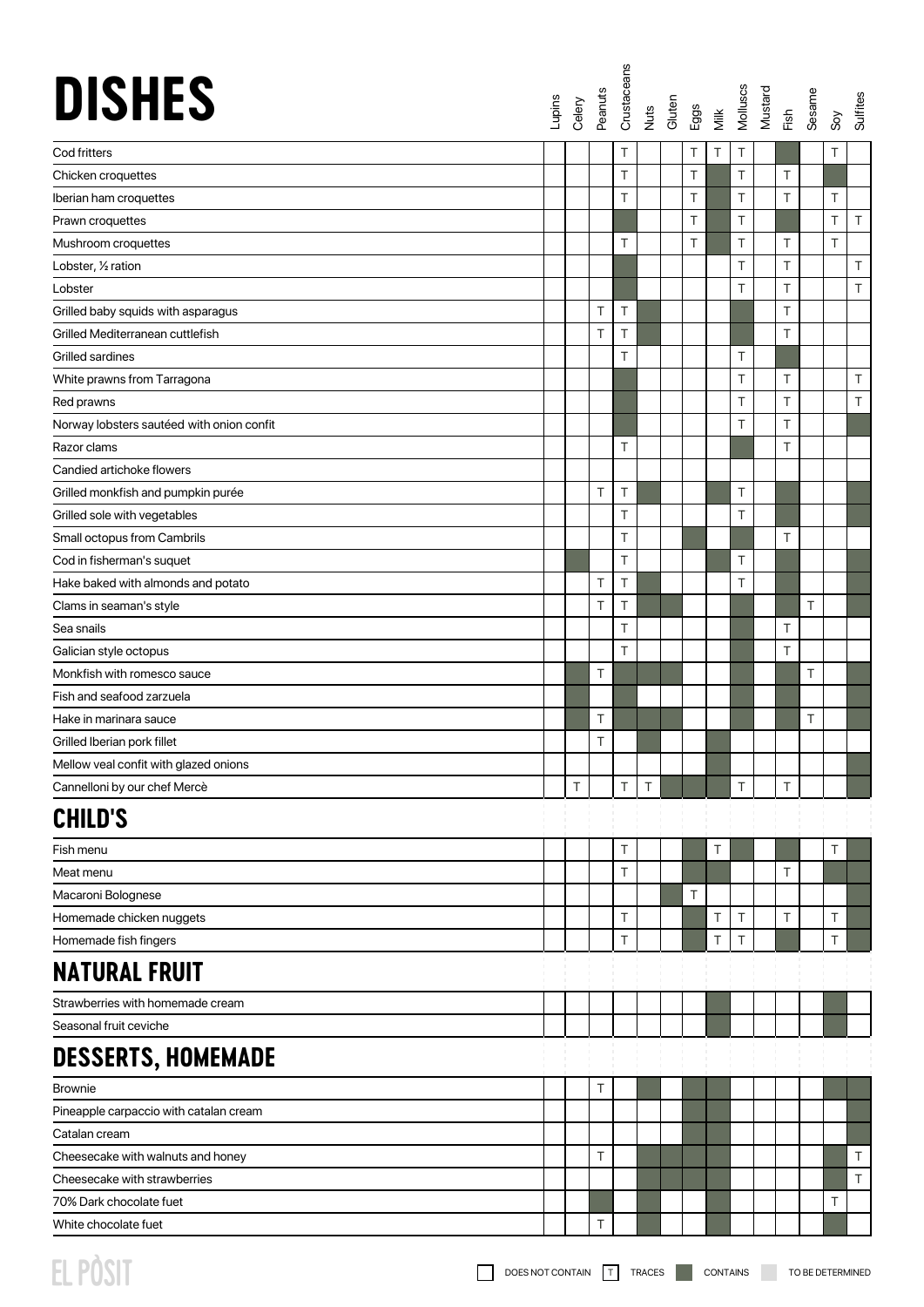# DISHES

| Dish | Lupins | Celery | Peanuts | Crustaceans | Nuts | Gluten | Eggs | Milk | Molluscs | Mustard | Fish | Sesame | Soy | Sulfites |
|---|---|---|---|---|---|---|---|---|---|---|---|---|---|---|
| Cod fritters | | | | T | | | T | T | T | | ■ | | T | |
| Chicken croquettes | | | | T | | | T | ■ | T | | T | | ■ | |
| Iberian ham croquettes | | | | T | | | T | ■ | T | | T | | T | |
| Prawn croquettes | | | | ■ | | | T | ■ | T | | ■ | | T | T |
| Mushroom croquettes | | | | T | | | T | ■ | T | | T | | T | |
| Lobster, ½ ration | | | | ■ | | | | | T | | T | | | T |
| Lobster | | | | ■ | | | | | T | | T | | | T |
| Grilled baby squids with asparagus | | | T | T | ■ | | | | ■ | | T | | | |
| Grilled Mediterranean cuttlefish | | | T | T | ■ | | | | ■ | | T | | | |
| Grilled sardines | | | | T | | | | | T | | ■ | | | |
| White prawns from Tarragona | | | | ■ | | | | | T | | T | | | T |
| Red prawns | | | | ■ | | | | | T | | T | | | T |
| Norway lobsters sautéed with onion confit | | | | ■ | | | | | T | | T | | | ■ |
| Razor clams | | | | T | | | | | ■ | | T | | | |
| Candied artichoke flowers | | | | | | | | | | | | | | |
| Grilled monkfish and pumpkin purée | | | T | T | ■ | | | ■ | T | | ■ | | | ■ |
| Grilled sole with vegetables | | | | T | | | | | T | | ■ | | | ■ |
| Small octopus from Cambrils | | | | T | | | ■ | | ■ | | T | | | |
| Cod in fisherman's suquet | | ■ | | T | | | | ■ | T | | ■ | | | ■ |
| Hake baked with almonds and potato | | | T | T | ■ | | | | T | | ■ | | | ■ |
| Clams in seaman's style | | | T | T | ■ | ■ | | | ■ | | ■ | T | | ■ |
| Sea snails | | | | T | | | | | ■ | | T | | | |
| Galician style octopus | | | | T | | | | | ■ | | T | | | |
| Monkfish with romesco sauce | | ■ | T | ■ | ■ | ■ | | | ■ | | ■ | T | | ■ |
| Fish and seafood zarzuela | | ■ | | ■ | | | | | ■ | | ■ | | | ■ |
| Hake in marinara sauce | | ■ | T | ■ | ■ | ■ | | | ■ | | ■ | T | | ■ |
| Grilled Iberian pork fillet | | | T | | ■ | | | ■ | | | | | | |
| Mellow veal confit with glazed onions | | | | | | | | ■ | | | | | | ■ |
| Cannelloni by our chef Mercè | | T | | T | T | ■ | ■ | ■ | T | | T | | | ■ |

# CHILD'S

| Dish | Lupins | Celery | Peanuts | Crustaceans | Nuts | Gluten | Eggs | Milk | Molluscs | Mustard | Fish | Sesame | Soy | Sulfites |
|---|---|---|---|---|---|---|---|---|---|---|---|---|---|---|
| Fish menu | | | | T | | | ■ | T | ■ | | ■ | | T | ■ |
| Meat menu | | | | T | | | ■ | ■ | | | T | | ■ | ■ |
| Macaroni Bolognese | | | | | | ■ | T | | | | | | | ■ |
| Homemade chicken nuggets | | | | T | | | ■ | T | T | | T | | T | ■ |
| Homemade fish fingers | | | | T | | | ■ | T | T | | ■ | | T | ■ |

# NATURAL FRUIT

| Dish | Lupins | Celery | Peanuts | Crustaceans | Nuts | Gluten | Eggs | Milk | Molluscs | Mustard | Fish | Sesame | Soy | Sulfites |
|---|---|---|---|---|---|---|---|---|---|---|---|---|---|---|
| Strawberries with homemade cream | | | | | | | | ■ | | | | | ■ | |
| Seasonal fruit ceviche | | | | | | | | ■ | | | | | ■ | |

# DESSERTS, HOMEMADE

| Dish | Lupins | Celery | Peanuts | Crustaceans | Nuts | Gluten | Eggs | Milk | Molluscs | Mustard | Fish | Sesame | Soy | Sulfites |
|---|---|---|---|---|---|---|---|---|---|---|---|---|---|---|
| Brownie | | | T | | ■ | | ■ | ■ | | | | | ■ | ■ |
| Pineapple carpaccio with catalan cream | | | | | | | ■ | ■ | | | | | | ■ |
| Catalan cream | | | | | | | ■ | ■ | | | | | | |
| Cheesecake with walnuts and honey | | | T | | ■ | ■ | ■ | ■ | | | | | ■ | T |
| Cheesecake with strawberries | | | | | ■ | ■ | ■ | ■ | | | | | ■ | T |
| 70% Dark chocolate fuet | | | ■ | | ■ | | | ■ | | | | | T | |
| White chocolate fuet | | | T | | ■ | | | ■ | | | | | ■ | |

EL PÒSIT

(blank) DOES NOT CONTAIN | T TRACES | ■ CONTAINS | TO BE DETERMINED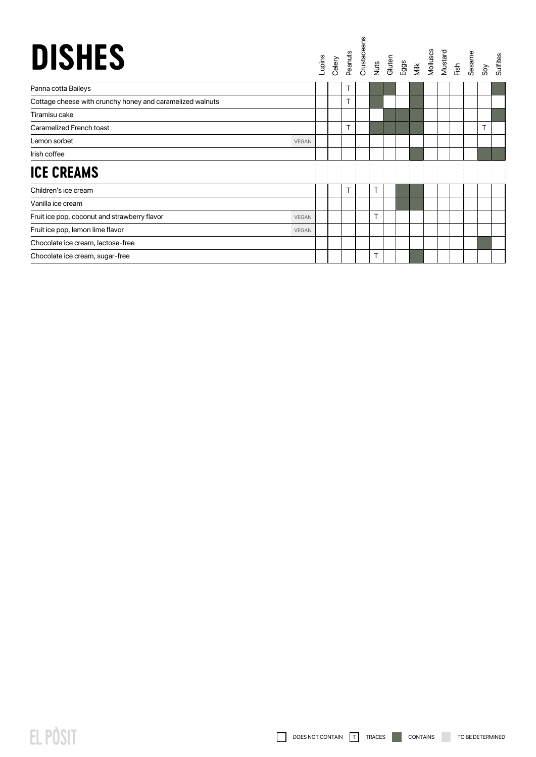# DISHES

| Dish | | Lupins | Celery | Peanuts | Crustaceans | Nuts | Gluten | Eggs | Milk | Molluscs | Mustard | Fish | Sesame | Soy | Sulfites |
|---|---|---|---|---|---|---|---|---|---|---|---|---|---|---|---|
| Panna cotta Baileys | | | | T | | ■ | ■ | | ■ | | | | | | ■ |
| Cottage cheese with crunchy honey and caramelized walnuts | | | | T | | ■ | | | ■ | | | | | | |
| Tiramisu cake | | | | | | | ■ | ■ | ■ | | | | | | ■ |
| Caramelized French toast | | | | T | | ■ | ■ | ■ | ■ | | | | | T | |
| Lemon sorbet | VEGAN | | | | | | | | | | | | | | |
| Irish coffee | | | | | | | | | ■ | | | | | ■ | ■ |

# ICE CREAMS

| Ice cream | | Lupins | Celery | Peanuts | Crustaceans | Nuts | Gluten | Eggs | Milk | Molluscs | Mustard | Fish | Sesame | Soy | Sulfites |
|---|---|---|---|---|---|---|---|---|---|---|---|---|---|---|---|
| Children's ice cream | | | | T | | T | | ■ | ■ | | | | | | |
| Vanilla ice cream | | | | | | | | ■ | ■ | | | | | | |
| Fruit ice pop, coconut and strawberry flavor | VEGAN | | | | | T | | | | | | | | | |
| Fruit ice pop, lemon lime flavor | VEGAN | | | | | | | | | | | | | | |
| Chocolate ice cream, lactose-free | | | | | | | | | | | | | | ■ | |
| Chocolate ice cream, sugar-free | | | | | | T | | | ■ | | | | | | |

(empty) DOES NOT CONTAIN | T TRACES | ■ CONTAINS | TO BE DETERMINED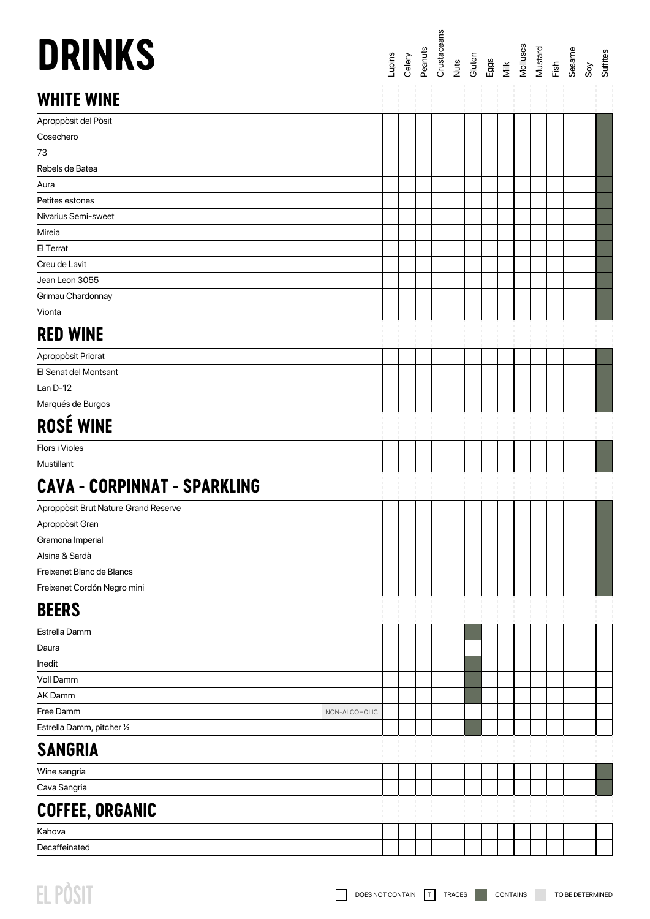# DRINKS

| | Lupins | Celery | Peanuts | Crustaceans | Nuts | Gluten | Eggs | Milk | Molluscs | Mustard | Fish | Sesame | Soy | Sulfites |
|---|---|---|---|---|---|---|---|---|---|---|---|---|---|---|
| **WHITE WINE** | | | | | | | | | | | | | | |
| Aproppòsit del Pòsit | | | | | | | | | | | | | | CONTAINS |
| Cosechero | | | | | | | | | | | | | | CONTAINS |
| 73 | | | | | | | | | | | | | | CONTAINS |
| Rebels de Batea | | | | | | | | | | | | | | CONTAINS |
| Aura | | | | | | | | | | | | | | CONTAINS |
| Petites estones | | | | | | | | | | | | | | CONTAINS |
| Nivarius Semi-sweet | | | | | | | | | | | | | | CONTAINS |
| Mireia | | | | | | | | | | | | | | CONTAINS |
| El Terrat | | | | | | | | | | | | | | CONTAINS |
| Creu de Lavit | | | | | | | | | | | | | | CONTAINS |
| Jean Leon 3055 | | | | | | | | | | | | | | CONTAINS |
| Grimau Chardonnay | | | | | | | | | | | | | | CONTAINS |
| Vionta | | | | | | | | | | | | | | CONTAINS |
| **RED WINE** | | | | | | | | | | | | | | |
| Aproppòsit Priorat | | | | | | | | | | | | | | CONTAINS |
| El Senat del Montsant | | | | | | | | | | | | | | CONTAINS |
| Lan D-12 | | | | | | | | | | | | | | CONTAINS |
| Marqués de Burgos | | | | | | | | | | | | | | CONTAINS |
| **ROSÉ WINE** | | | | | | | | | | | | | | |
| Flors i Violes | | | | | | | | | | | | | | CONTAINS |
| Mustillant | | | | | | | | | | | | | | CONTAINS |
| **CAVA - CORPINNAT - SPARKLING** | | | | | | | | | | | | | | |
| Aproppòsit Brut Nature Grand Reserve | | | | | | | | | | | | | | CONTAINS |
| Aproppòsit Gran | | | | | | | | | | | | | | CONTAINS |
| Gramona Imperial | | | | | | | | | | | | | | CONTAINS |
| Alsina & Sardà | | | | | | | | | | | | | | CONTAINS |
| Freixenet Blanc de Blancs | | | | | | | | | | | | | | CONTAINS |
| Freixenet Cordón Negro mini | | | | | | | | | | | | | | CONTAINS |
| **BEERS** | | | | | | | | | | | | | | |
| Estrella Damm | | | | | | CONTAINS | | | | | | | | |
| Daura | | | | | | | | | | | | | | |
| Inedit | | | | | | CONTAINS | | | | | | | | |
| Voll Damm | | | | | | CONTAINS | | | | | | | | |
| AK Damm | | | | | | CONTAINS | | | | | | | | |
| Free Damm NON-ALCOHOLIC | | | | | | | | | | | | | | |
| Estrella Damm, pitcher ½ | | | | | | CONTAINS | | | | | | | | |
| **SANGRIA** | | | | | | | | | | | | | | |
| Wine sangria | | | | | | | | | | | | | | CONTAINS |
| Cava Sangria | | | | | | | | | | | | | | CONTAINS |
| **COFFEE, ORGANIC** | | | | | | | | | | | | | | |
| Kahova | | | | | | | | | | | | | | |
| Decaffeinated | | | | | | | | | | | | | | |

EL PÒSIT

☐ DOES NOT CONTAIN | T TRACES | ■ CONTAINS | ■ TO BE DETERMINED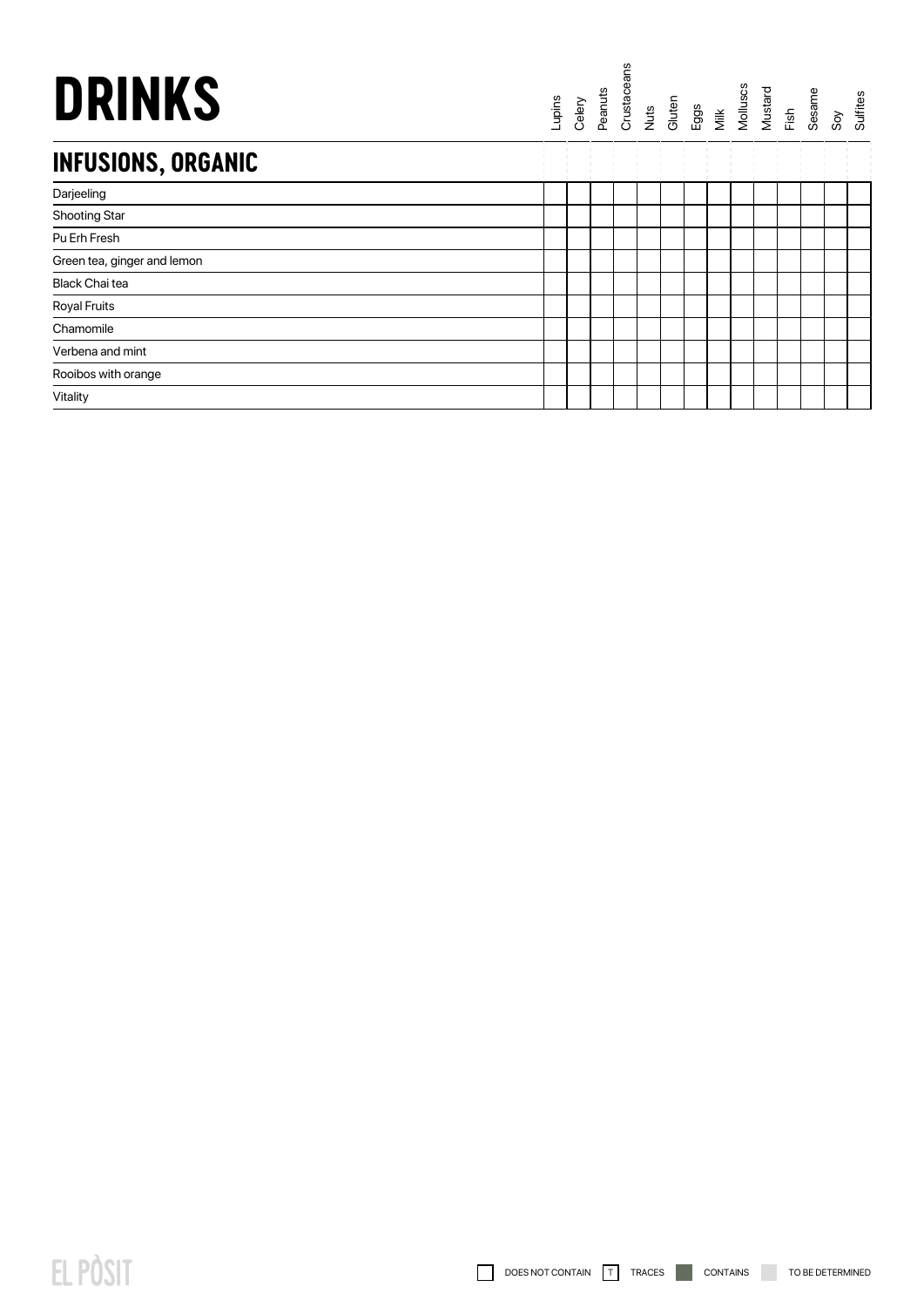# DRINKS

## INFUSIONS, ORGANIC

| | Lupins | Celery | Peanuts | Crustaceans | Nuts | Gluten | Eggs | Milk | Molluscs | Mustard | Fish | Sesame | Soy | Sulfites |
|---|---|---|---|---|---|---|---|---|---|---|---|---|---|---|
| Darjeeling | | | | | | | | | | | | | | |
| Shooting Star | | | | | | | | | | | | | | |
| Pu Erh Fresh | | | | | | | | | | | | | | |
| Green tea, ginger and lemon | | | | | | | | | | | | | | |
| Black Chai tea | | | | | | | | | | | | | | |
| Royal Fruits | | | | | | | | | | | | | | |
| Chamomile | | | | | | | | | | | | | | |
| Verbena and mint | | | | | | | | | | | | | | |
| Rooibos with orange | | | | | | | | | | | | | | |
| Vitality | | | | | | | | | | | | | | |

EL PÒSIT

DOES NOT CONTAIN | T TRACES | CONTAINS | TO BE DETERMINED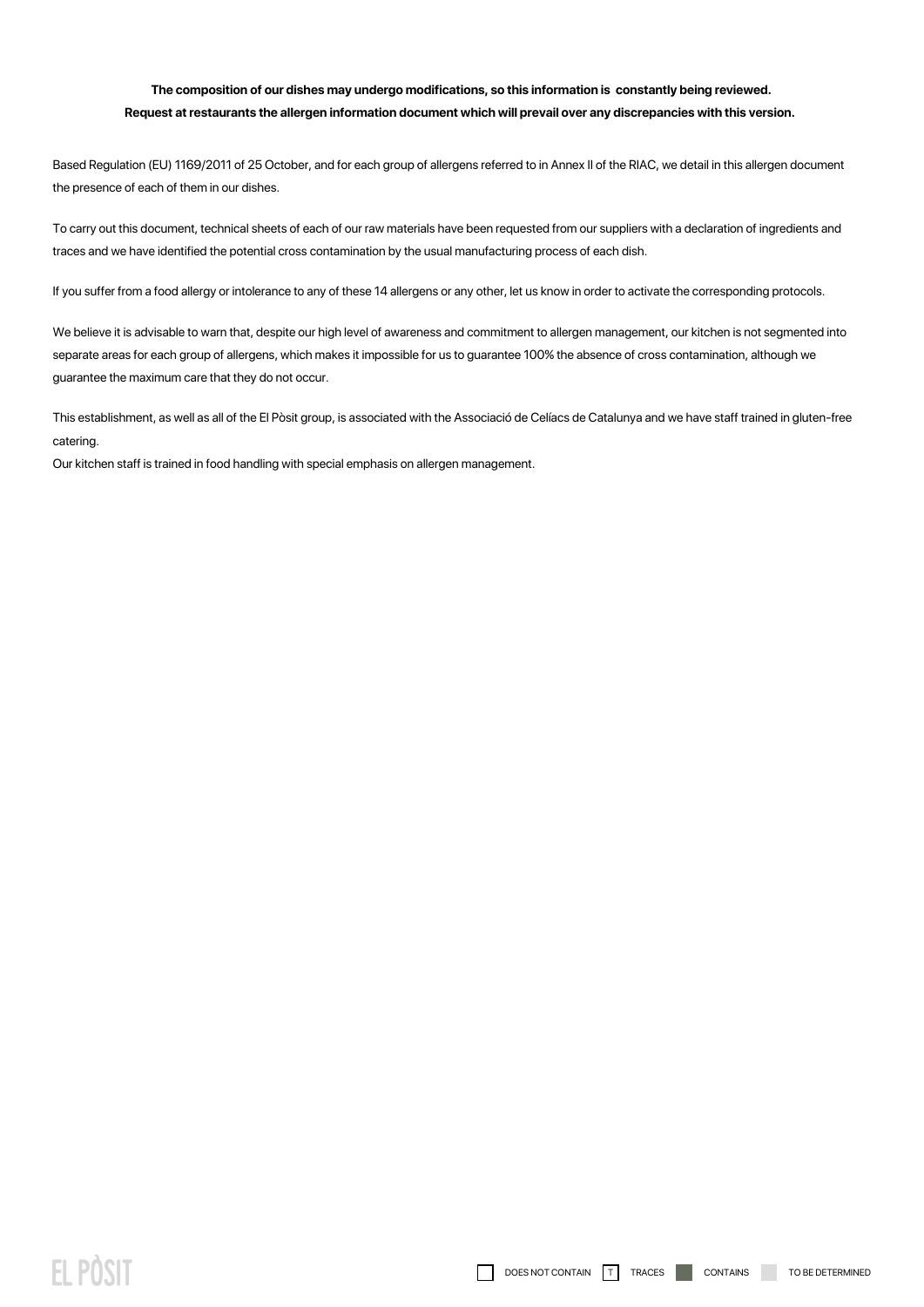**The composition of our dishes may undergo modifications, so this information is constantly being reviewed.**
**Request at restaurants the allergen information document which will prevail over any discrepancies with this version.**

Based Regulation (EU) 1169/2011 of 25 October, and for each group of allergens referred to in Annex II of the RIAC, we detail in this allergen document the presence of each of them in our dishes.

To carry out this document, technical sheets of each of our raw materials have been requested from our suppliers with a declaration of ingredients and traces and we have identified the potential cross contamination by the usual manufacturing process of each dish.

If you suffer from a food allergy or intolerance to any of these 14 allergens or any other, let us know in order to activate the corresponding protocols.

We believe it is advisable to warn that, despite our high level of awareness and commitment to allergen management, our kitchen is not segmented into separate areas for each group of allergens, which makes it impossible for us to guarantee 100% the absence of cross contamination, although we guarantee the maximum care that they do not occur.

This establishment, as well as all of the El Pòsit group, is associated with the Associació de Celíacs de Catalunya and we have staff trained in gluten-free catering.
Our kitchen staff is trained in food handling with special emphasis on allergen management.

DOES NOT CONTAIN | T TRACES | CONTAINS | TO BE DETERMINED